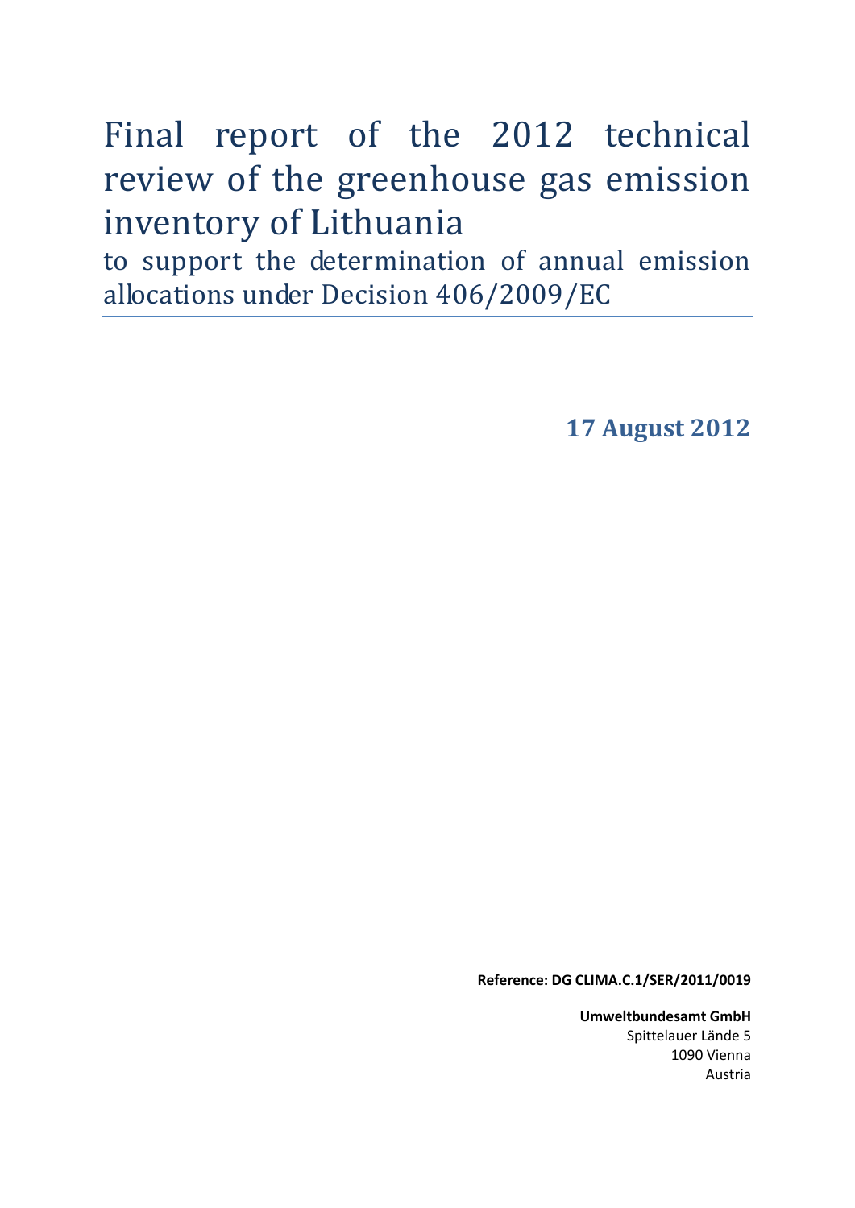# Final report of the 2012 technical review of the greenhouse gas emission inventory of Lithuania

## to support the determination of annual emission allocations under Decision 406/2009/EC

**17 August 2012**

**Reference: DG CLIMA.C.1/SER/2011/0019**

**Umweltbundesamt GmbH**
Spittelauer Lände 5
1090 Vienna
Austria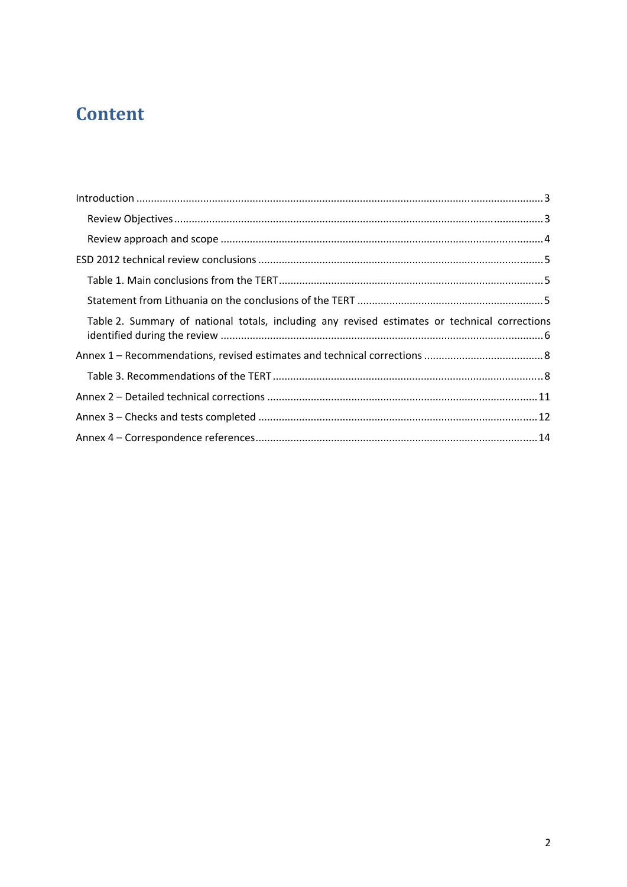# Content

- Introduction ... 3
  - Review Objectives ... 3
  - Review approach and scope ... 4
- ESD 2012 technical review conclusions ... 5
  - Table 1. Main conclusions from the TERT ... 5
  - Statement from Lithuania on the conclusions of the TERT ... 5
  - Table 2. Summary of national totals, including any revised estimates or technical corrections identified during the review ... 6
- Annex 1 – Recommendations, revised estimates and technical corrections ... 8
  - Table 3. Recommendations of the TERT ... 8
- Annex 2 – Detailed technical corrections ... 11
- Annex 3 – Checks and tests completed ... 12
- Annex 4 – Correspondence references ... 14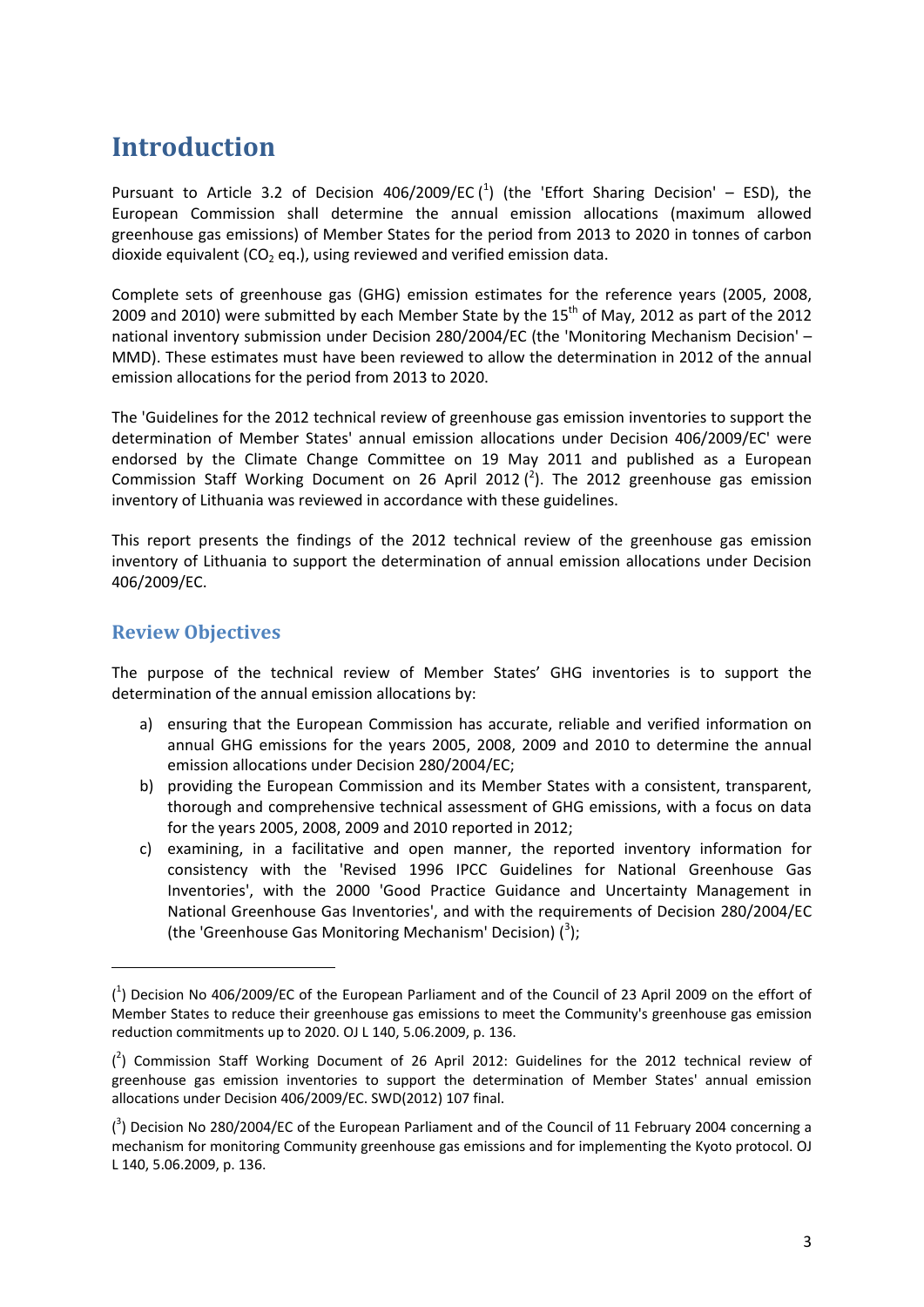# Introduction

Pursuant to Article 3.2 of Decision 406/2009/EC ([1]) (the 'Effort Sharing Decision' – ESD), the European Commission shall determine the annual emission allocations (maximum allowed greenhouse gas emissions) of Member States for the period from 2013 to 2020 in tonnes of carbon dioxide equivalent ($CO_2$ eq.), using reviewed and verified emission data.

Complete sets of greenhouse gas (GHG) emission estimates for the reference years (2005, 2008, 2009 and 2010) were submitted by each Member State by the 15th of May, 2012 as part of the 2012 national inventory submission under Decision 280/2004/EC (the 'Monitoring Mechanism Decision' – MMD). These estimates must have been reviewed to allow the determination in 2012 of the annual emission allocations for the period from 2013 to 2020.

The 'Guidelines for the 2012 technical review of greenhouse gas emission inventories to support the determination of Member States' annual emission allocations under Decision 406/2009/EC' were endorsed by the Climate Change Committee on 19 May 2011 and published as a European Commission Staff Working Document on 26 April 2012 ([2]). The 2012 greenhouse gas emission inventory of Lithuania was reviewed in accordance with these guidelines.

This report presents the findings of the 2012 technical review of the greenhouse gas emission inventory of Lithuania to support the determination of annual emission allocations under Decision 406/2009/EC.

## Review Objectives

The purpose of the technical review of Member States' GHG inventories is to support the determination of the annual emission allocations by:

a) ensuring that the European Commission has accurate, reliable and verified information on annual GHG emissions for the years 2005, 2008, 2009 and 2010 to determine the annual emission allocations under Decision 280/2004/EC;
b) providing the European Commission and its Member States with a consistent, transparent, thorough and comprehensive technical assessment of GHG emissions, with a focus on data for the years 2005, 2008, 2009 and 2010 reported in 2012;
c) examining, in a facilitative and open manner, the reported inventory information for consistency with the 'Revised 1996 IPCC Guidelines for National Greenhouse Gas Inventories', with the 2000 'Good Practice Guidance and Uncertainty Management in National Greenhouse Gas Inventories', and with the requirements of Decision 280/2004/EC (the 'Greenhouse Gas Monitoring Mechanism' Decision) ([3]);

---

([1]) Decision No 406/2009/EC of the European Parliament and of the Council of 23 April 2009 on the effort of Member States to reduce their greenhouse gas emissions to meet the Community's greenhouse gas emission reduction commitments up to 2020. OJ L 140, 5.06.2009, p. 136.

([2]) Commission Staff Working Document of 26 April 2012: Guidelines for the 2012 technical review of greenhouse gas emission inventories to support the determination of Member States' annual emission allocations under Decision 406/2009/EC. SWD(2012) 107 final.

([3]) Decision No 280/2004/EC of the European Parliament and of the Council of 11 February 2004 concerning a mechanism for monitoring Community greenhouse gas emissions and for implementing the Kyoto protocol. OJ L 140, 5.06.2009, p. 136.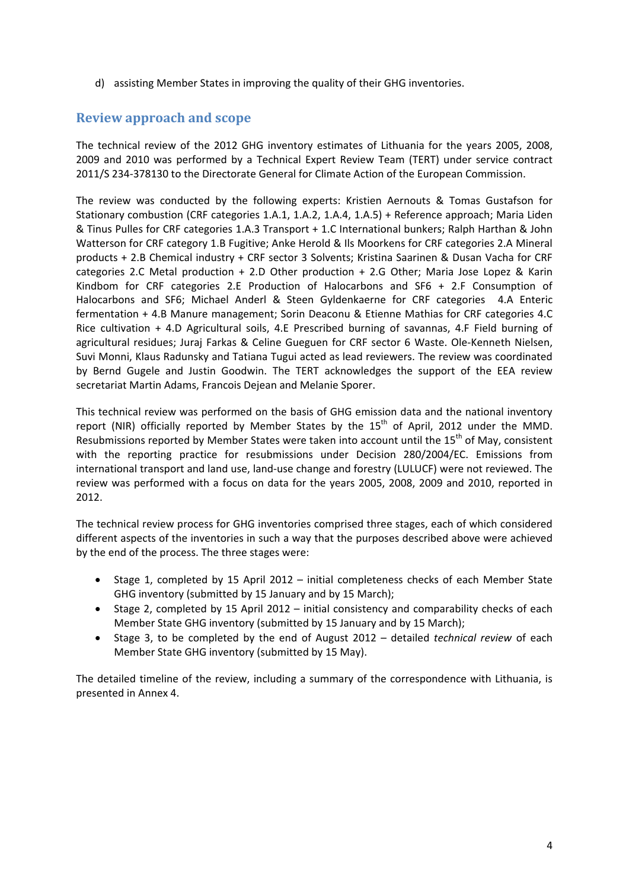d) assisting Member States in improving the quality of their GHG inventories.

## Review approach and scope

The technical review of the 2012 GHG inventory estimates of Lithuania for the years 2005, 2008, 2009 and 2010 was performed by a Technical Expert Review Team (TERT) under service contract 2011/S 234-378130 to the Directorate General for Climate Action of the European Commission.

The review was conducted by the following experts: Kristien Aernouts & Tomas Gustafson for Stationary combustion (CRF categories 1.A.1, 1.A.2, 1.A.4, 1.A.5) + Reference approach; Maria Liden & Tinus Pulles for CRF categories 1.A.3 Transport + 1.C International bunkers; Ralph Harthan & John Watterson for CRF category 1.B Fugitive; Anke Herold & Ils Moorkens for CRF categories 2.A Mineral products + 2.B Chemical industry + CRF sector 3 Solvents; Kristina Saarinen & Dusan Vacha for CRF categories 2.C Metal production + 2.D Other production + 2.G Other; Maria Jose Lopez & Karin Kindbom for CRF categories 2.E Production of Halocarbons and SF6 + 2.F Consumption of Halocarbons and SF6; Michael Anderl & Steen Gyldenkaerne for CRF categories 4.A Enteric fermentation + 4.B Manure management; Sorin Deaconu & Etienne Mathias for CRF categories 4.C Rice cultivation + 4.D Agricultural soils, 4.E Prescribed burning of savannas, 4.F Field burning of agricultural residues; Juraj Farkas & Celine Gueguen for CRF sector 6 Waste. Ole-Kenneth Nielsen, Suvi Monni, Klaus Radunsky and Tatiana Tugui acted as lead reviewers. The review was coordinated by Bernd Gugele and Justin Goodwin. The TERT acknowledges the support of the EEA review secretariat Martin Adams, Francois Dejean and Melanie Sporer.

This technical review was performed on the basis of GHG emission data and the national inventory report (NIR) officially reported by Member States by the 15th of April, 2012 under the MMD. Resubmissions reported by Member States were taken into account until the 15th of May, consistent with the reporting practice for resubmissions under Decision 280/2004/EC. Emissions from international transport and land use, land-use change and forestry (LULUCF) were not reviewed. The review was performed with a focus on data for the years 2005, 2008, 2009 and 2010, reported in 2012.

The technical review process for GHG inventories comprised three stages, each of which considered different aspects of the inventories in such a way that the purposes described above were achieved by the end of the process. The three stages were:

- Stage 1, completed by 15 April 2012 – initial completeness checks of each Member State GHG inventory (submitted by 15 January and by 15 March);
- Stage 2, completed by 15 April 2012 – initial consistency and comparability checks of each Member State GHG inventory (submitted by 15 January and by 15 March);
- Stage 3, to be completed by the end of August 2012 – detailed *technical review* of each Member State GHG inventory (submitted by 15 May).

The detailed timeline of the review, including a summary of the correspondence with Lithuania, is presented in Annex 4.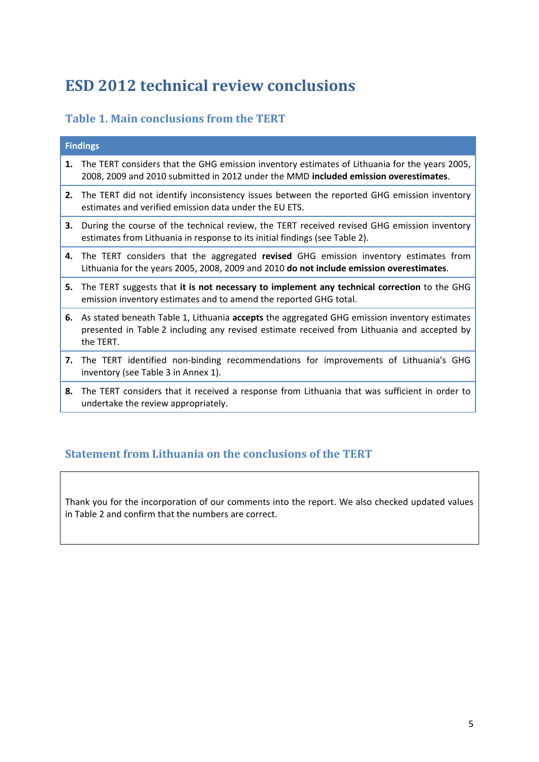# ESD 2012 technical review conclusions

## Table 1. Main conclusions from the TERT

| Findings |
|---|
| **1.** The TERT considers that the GHG emission inventory estimates of Lithuania for the years 2005, 2008, 2009 and 2010 submitted in 2012 under the MMD **included emission overestimates**. |
| **2.** The TERT did not identify inconsistency issues between the reported GHG emission inventory estimates and verified emission data under the EU ETS. |
| **3.** During the course of the technical review, the TERT received revised GHG emission inventory estimates from Lithuania in response to its initial findings (see Table 2). |
| **4.** The TERT considers that the aggregated **revised** GHG emission inventory estimates from Lithuania for the years 2005, 2008, 2009 and 2010 **do not include emission overestimates**. |
| **5.** The TERT suggests that **it is not necessary to implement any technical correction** to the GHG emission inventory estimates and to amend the reported GHG total. |
| **6.** As stated beneath Table 1, Lithuania **accepts** the aggregated GHG emission inventory estimates presented in Table 2 including any revised estimate received from Lithuania and accepted by the TERT. |
| **7.** The TERT identified non-binding recommendations for improvements of Lithuania's GHG inventory (see Table 3 in Annex 1). |
| **8.** The TERT considers that it received a response from Lithuania that was sufficient in order to undertake the review appropriately. |

## Statement from Lithuania on the conclusions of the TERT

Thank you for the incorporation of our comments into the report. We also checked updated values in Table 2 and confirm that the numbers are correct.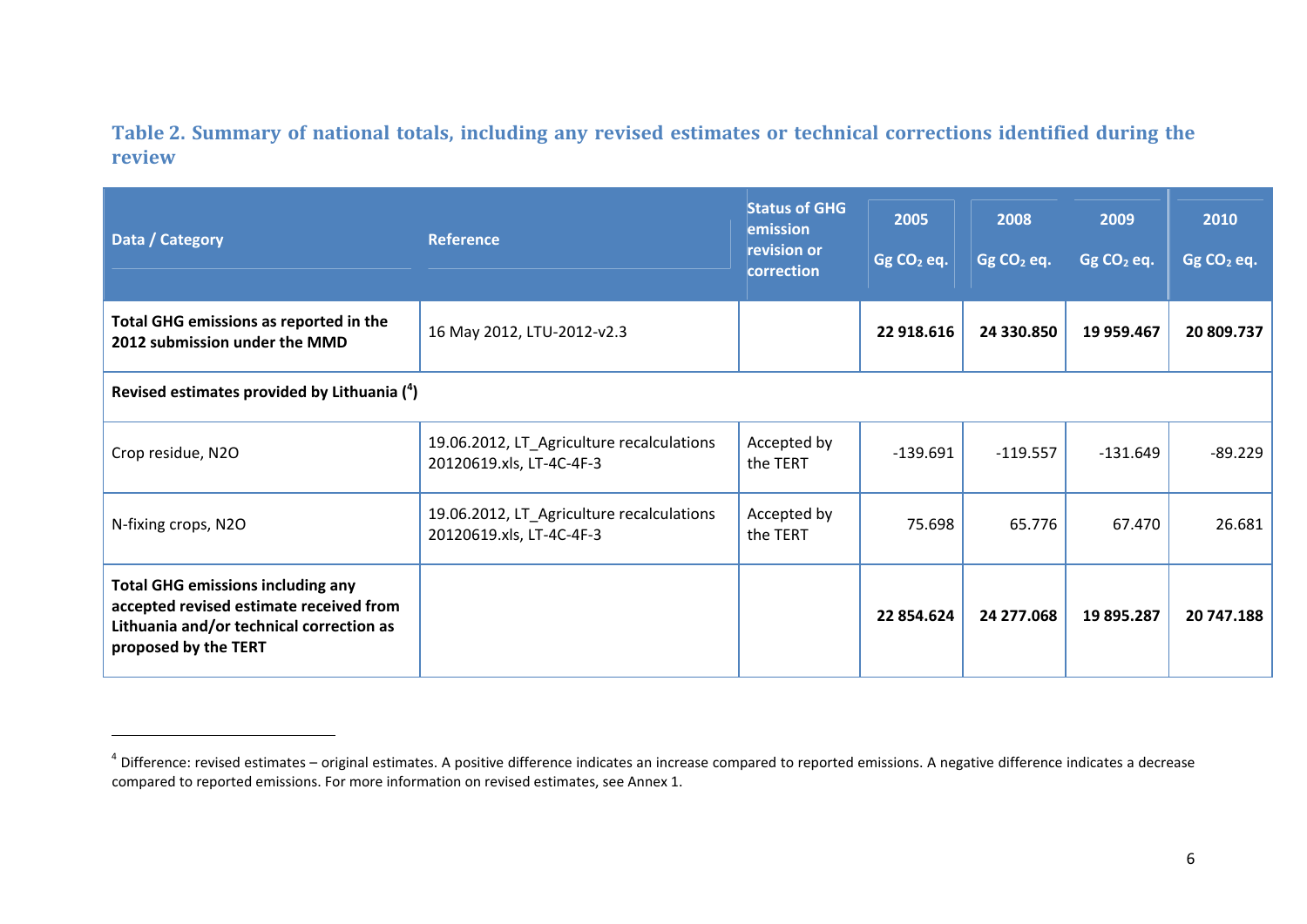### Table 2. Summary of national totals, including any revised estimates or technical corrections identified during the review

| Data / Category | Reference | Status of GHG emission revision or correction | 2005 Gg $CO_2$ eq. | 2008 Gg $CO_2$ eq. | 2009 Gg $CO_2$ eq. | 2010 Gg $CO_2$ eq. |
|---|---|---|---|---|---|---|
| **Total GHG emissions as reported in the 2012 submission under the MMD** | 16 May 2012, LTU-2012-v2.3 | | **22 918.616** | **24 330.850** | **19 959.467** | **20 809.737** |
| **Revised estimates provided by Lithuania ([4])** | | | | | | |
| Crop residue, N2O | 19.06.2012, LT_Agriculture recalculations 20120619.xls, LT-4C-4F-3 | Accepted by the TERT | -139.691 | -119.557 | -131.649 | -89.229 |
| N-fixing crops, N2O | 19.06.2012, LT_Agriculture recalculations 20120619.xls, LT-4C-4F-3 | Accepted by the TERT | 75.698 | 65.776 | 67.470 | 26.681 |
| **Total GHG emissions including any accepted revised estimate received from Lithuania and/or technical correction as proposed by the TERT** | | | **22 854.624** | **24 277.068** | **19 895.287** | **20 747.188** |

[4] Difference: revised estimates – original estimates. A positive difference indicates an increase compared to reported emissions. A negative difference indicates a decrease compared to reported emissions. For more information on revised estimates, see Annex 1.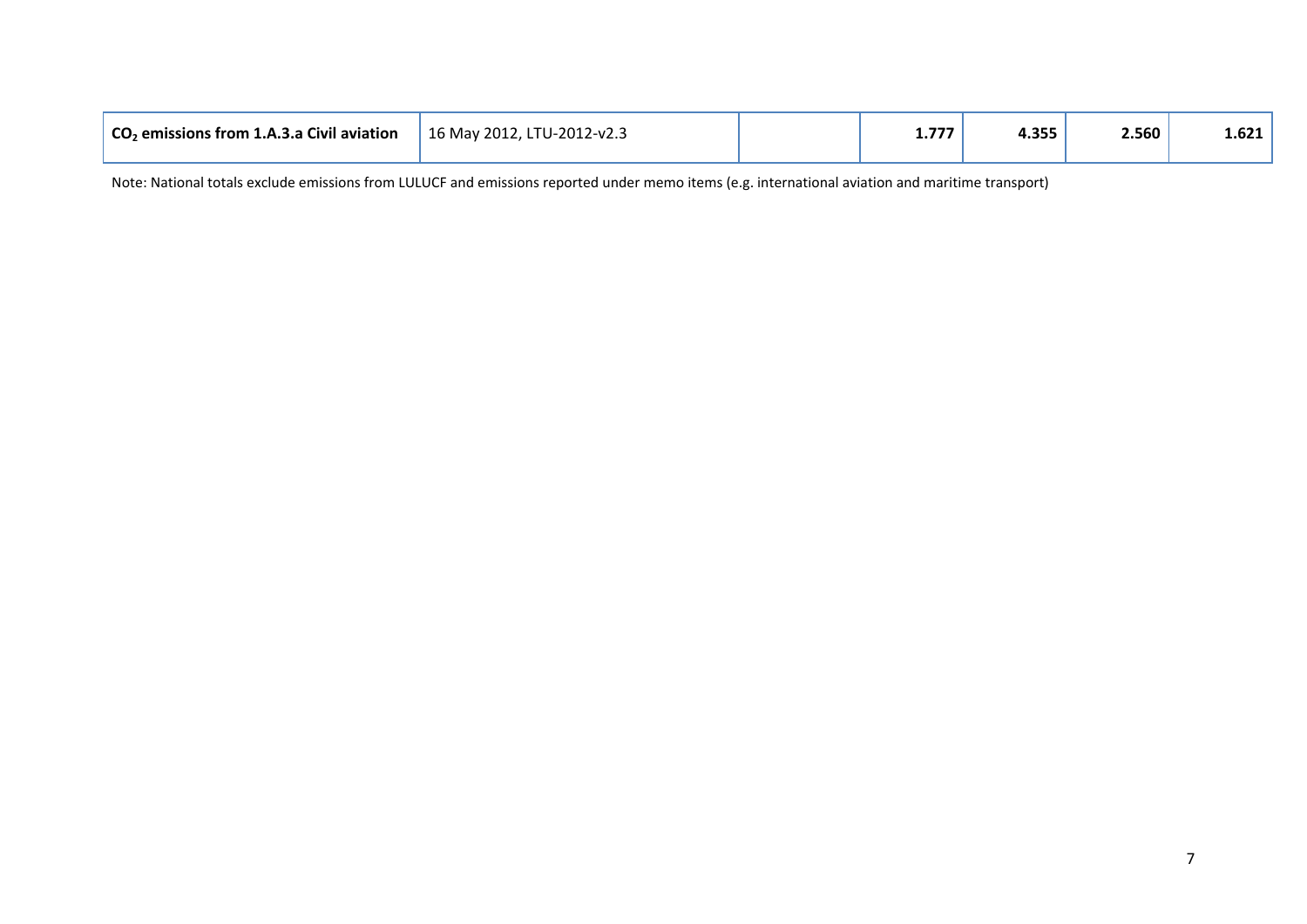| | | | | | | |
|---|---|---|---|---|---|---|
| **$CO_2$ emissions from 1.A.3.a Civil aviation** | 16 May 2012, LTU-2012-v2.3 | | **1.777** | **4.355** | **2.560** | **1.621** |

Note: National totals exclude emissions from LULUCF and emissions reported under memo items (e.g. international aviation and maritime transport)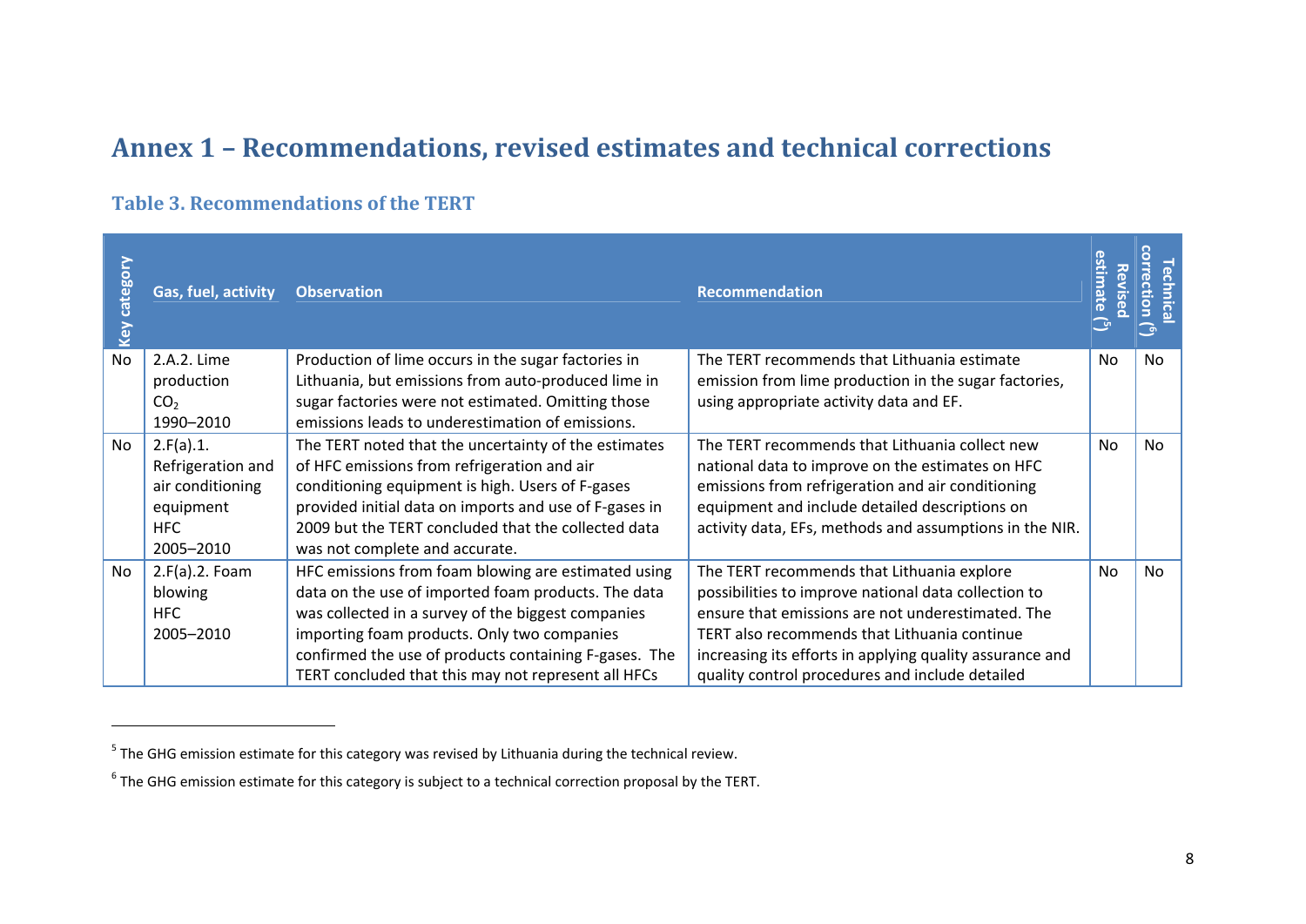# Annex 1 – Recommendations, revised estimates and technical corrections

## Table 3. Recommendations of the TERT

| Key category | Gas, fuel, activity | Observation | Recommendation | Revised estimate [5] | Technical correction [6] |
|---|---|---|---|---|---|
| No | 2.A.2. Lime production $CO_2$ 1990–2010 | Production of lime occurs in the sugar factories in Lithuania, but emissions from auto-produced lime in sugar factories were not estimated. Omitting those emissions leads to underestimation of emissions. | The TERT recommends that Lithuania estimate emission from lime production in the sugar factories, using appropriate activity data and EF. | No | No |
| No | 2.F(a).1. Refrigeration and air conditioning equipment HFC 2005–2010 | The TERT noted that the uncertainty of the estimates of HFC emissions from refrigeration and air conditioning equipment is high. Users of F-gases provided initial data on imports and use of F-gases in 2009 but the TERT concluded that the collected data was not complete and accurate. | The TERT recommends that Lithuania collect new national data to improve on the estimates on HFC emissions from refrigeration and air conditioning equipment and include detailed descriptions on activity data, EFs, methods and assumptions in the NIR. | No | No |
| No | 2.F(a).2. Foam blowing HFC 2005–2010 | HFC emissions from foam blowing are estimated using data on the use of imported foam products. The data was collected in a survey of the biggest companies importing foam products. Only two companies confirmed the use of products containing F-gases. The TERT concluded that this may not represent all HFCs | The TERT recommends that Lithuania explore possibilities to improve national data collection to ensure that emissions are not underestimated. The TERT also recommends that Lithuania continue increasing its efforts in applying quality assurance and quality control procedures and include detailed | No | No |

[5] The GHG emission estimate for this category was revised by Lithuania during the technical review.

[6] The GHG emission estimate for this category is subject to a technical correction proposal by the TERT.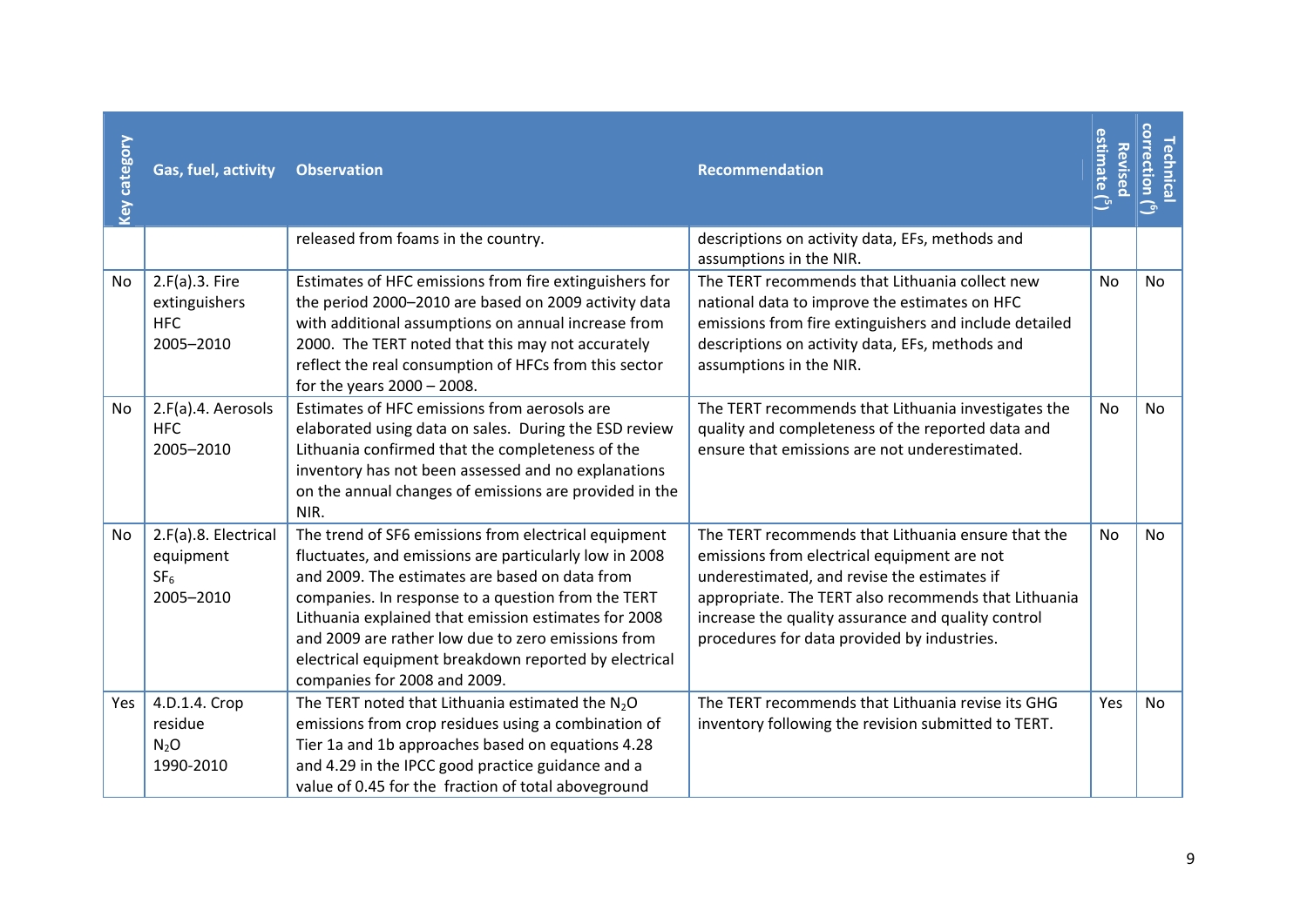| Key category | Gas, fuel, activity | Observation | Recommendation | Revised estimate (5) | Technical correction (6) |
|---|---|---|---|---|---|
| | | released from foams in the country. | descriptions on activity data, EFs, methods and assumptions in the NIR. | | |
| No | 2.F(a).3. Fire extinguishers HFC 2005–2010 | Estimates of HFC emissions from fire extinguishers for the period 2000–2010 are based on 2009 activity data with additional assumptions on annual increase from 2000. The TERT noted that this may not accurately reflect the real consumption of HFCs from this sector for the years 2000 – 2008. | The TERT recommends that Lithuania collect new national data to improve the estimates on HFC emissions from fire extinguishers and include detailed descriptions on activity data, EFs, methods and assumptions in the NIR. | No | No |
| No | 2.F(a).4. Aerosols HFC 2005–2010 | Estimates of HFC emissions from aerosols are elaborated using data on sales. During the ESD review Lithuania confirmed that the completeness of the inventory has not been assessed and no explanations on the annual changes of emissions are provided in the NIR. | The TERT recommends that Lithuania investigates the quality and completeness of the reported data and ensure that emissions are not underestimated. | No | No |
| No | 2.F(a).8. Electrical equipment $SF_6$ 2005–2010 | The trend of SF6 emissions from electrical equipment fluctuates, and emissions are particularly low in 2008 and 2009. The estimates are based on data from companies. In response to a question from the TERT Lithuania explained that emission estimates for 2008 and 2009 are rather low due to zero emissions from electrical equipment breakdown reported by electrical companies for 2008 and 2009. | The TERT recommends that Lithuania ensure that the emissions from electrical equipment are not underestimated, and revise the estimates if appropriate. The TERT also recommends that Lithuania increase the quality assurance and quality control procedures for data provided by industries. | No | No |
| Yes | 4.D.1.4. Crop residue $N_2O$ 1990-2010 | The TERT noted that Lithuania estimated the $N_2O$ emissions from crop residues using a combination of Tier 1a and 1b approaches based on equations 4.28 and 4.29 in the IPCC good practice guidance and a value of 0.45 for the fraction of total aboveground | The TERT recommends that Lithuania revise its GHG inventory following the revision submitted to TERT. | Yes | No |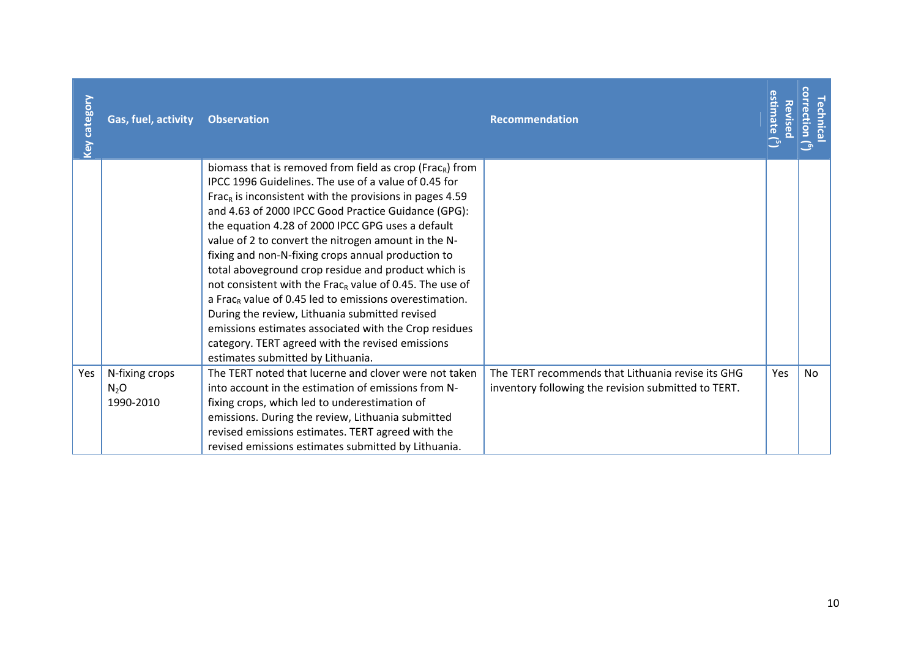| Key category | Gas, fuel, activity | Observation | Recommendation | Revised estimate (5) | Technical correction (6) |
|---|---|---|---|---|---|
| | | biomass that is removed from field as crop ($Frac_R$) from IPCC 1996 Guidelines. The use of a value of 0.45 for $Frac_R$ is inconsistent with the provisions in pages 4.59 and 4.63 of 2000 IPCC Good Practice Guidance (GPG): the equation 4.28 of 2000 IPCC GPG uses a default value of 2 to convert the nitrogen amount in the N-fixing and non-N-fixing crops annual production to total aboveground crop residue and product which is not consistent with the $Frac_R$ value of 0.45. The use of a $Frac_R$ value of 0.45 led to emissions overestimation. During the review, Lithuania submitted revised emissions estimates associated with the Crop residues category. TERT agreed with the revised emissions estimates submitted by Lithuania. | | | |
| Yes | N-fixing crops $N_2O$ 1990-2010 | The TERT noted that lucerne and clover were not taken into account in the estimation of emissions from N-fixing crops, which led to underestimation of emissions. During the review, Lithuania submitted revised emissions estimates. TERT agreed with the revised emissions estimates submitted by Lithuania. | The TERT recommends that Lithuania revise its GHG inventory following the revision submitted to TERT. | Yes | No |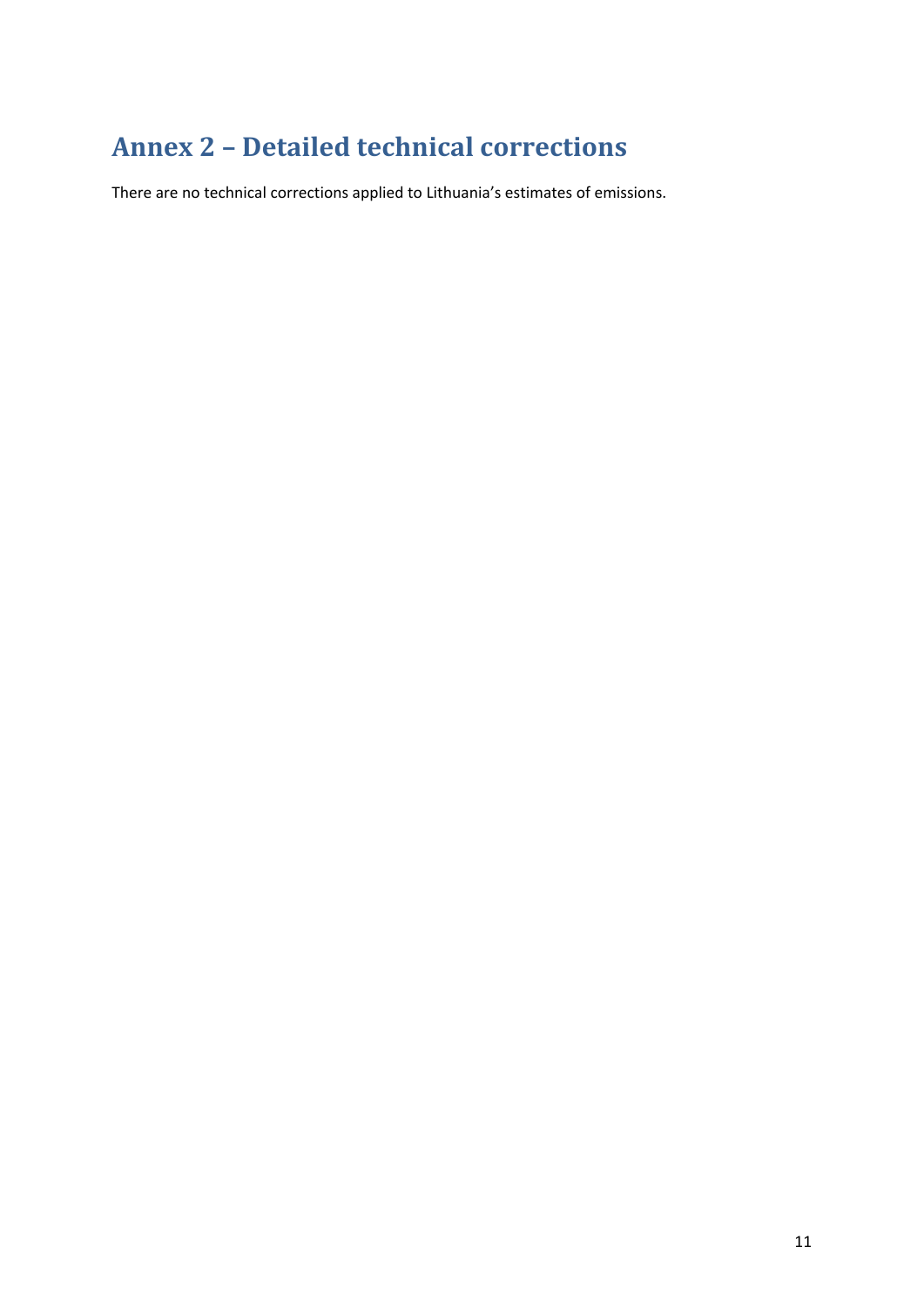# Annex 2 – Detailed technical corrections

There are no technical corrections applied to Lithuania's estimates of emissions.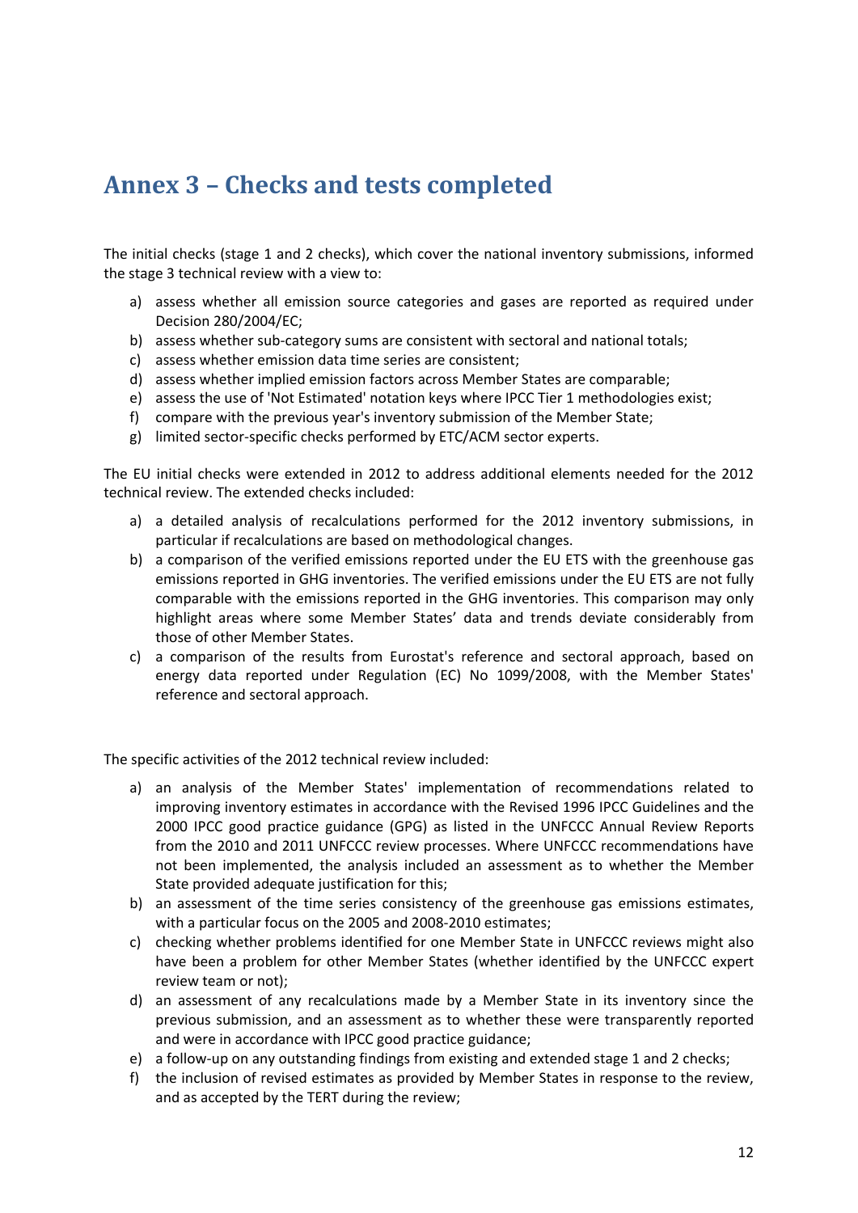# Annex 3 – Checks and tests completed

The initial checks (stage 1 and 2 checks), which cover the national inventory submissions, informed the stage 3 technical review with a view to:

a) assess whether all emission source categories and gases are reported as required under Decision 280/2004/EC;
b) assess whether sub-category sums are consistent with sectoral and national totals;
c) assess whether emission data time series are consistent;
d) assess whether implied emission factors across Member States are comparable;
e) assess the use of 'Not Estimated' notation keys where IPCC Tier 1 methodologies exist;
f) compare with the previous year's inventory submission of the Member State;
g) limited sector-specific checks performed by ETC/ACM sector experts.

The EU initial checks were extended in 2012 to address additional elements needed for the 2012 technical review. The extended checks included:

a) a detailed analysis of recalculations performed for the 2012 inventory submissions, in particular if recalculations are based on methodological changes.
b) a comparison of the verified emissions reported under the EU ETS with the greenhouse gas emissions reported in GHG inventories. The verified emissions under the EU ETS are not fully comparable with the emissions reported in the GHG inventories. This comparison may only highlight areas where some Member States' data and trends deviate considerably from those of other Member States.
c) a comparison of the results from Eurostat's reference and sectoral approach, based on energy data reported under Regulation (EC) No 1099/2008, with the Member States' reference and sectoral approach.

The specific activities of the 2012 technical review included:

a) an analysis of the Member States' implementation of recommendations related to improving inventory estimates in accordance with the Revised 1996 IPCC Guidelines and the 2000 IPCC good practice guidance (GPG) as listed in the UNFCCC Annual Review Reports from the 2010 and 2011 UNFCCC review processes. Where UNFCCC recommendations have not been implemented, the analysis included an assessment as to whether the Member State provided adequate justification for this;
b) an assessment of the time series consistency of the greenhouse gas emissions estimates, with a particular focus on the 2005 and 2008-2010 estimates;
c) checking whether problems identified for one Member State in UNFCCC reviews might also have been a problem for other Member States (whether identified by the UNFCCC expert review team or not);
d) an assessment of any recalculations made by a Member State in its inventory since the previous submission, and an assessment as to whether these were transparently reported and were in accordance with IPCC good practice guidance;
e) a follow-up on any outstanding findings from existing and extended stage 1 and 2 checks;
f) the inclusion of revised estimates as provided by Member States in response to the review, and as accepted by the TERT during the review;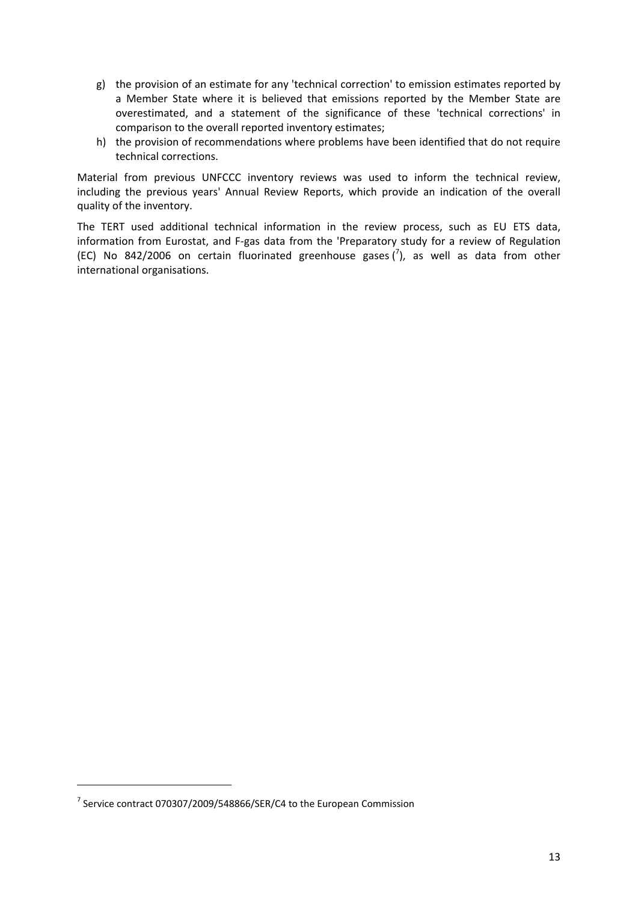g) the provision of an estimate for any 'technical correction' to emission estimates reported by a Member State where it is believed that emissions reported by the Member State are overestimated, and a statement of the significance of these 'technical corrections' in comparison to the overall reported inventory estimates;
h) the provision of recommendations where problems have been identified that do not require technical corrections.

Material from previous UNFCCC inventory reviews was used to inform the technical review, including the previous years' Annual Review Reports, which provide an indication of the overall quality of the inventory.

The TERT used additional technical information in the review process, such as EU ETS data, information from Eurostat, and F-gas data from the 'Preparatory study for a review of Regulation (EC) No 842/2006 on certain fluorinated greenhouse gases ([7]), as well as data from other international organisations.

[7] Service contract 070307/2009/548866/SER/C4 to the European Commission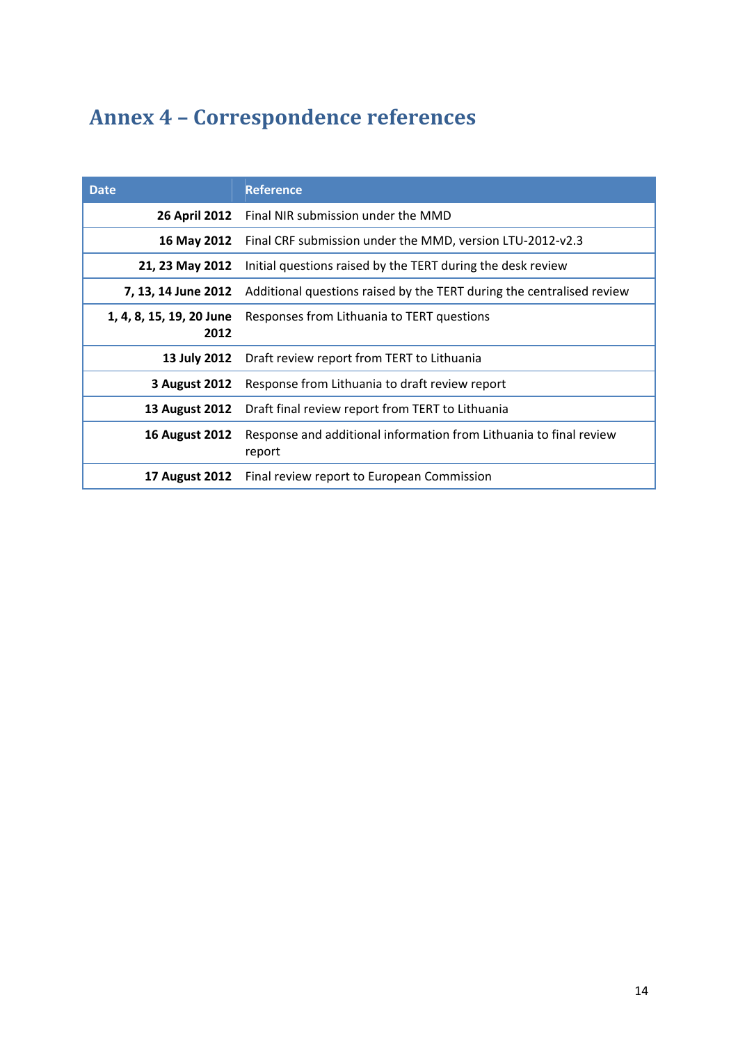# Annex 4 – Correspondence references

| Date | Reference |
| --- | --- |
| **26 April 2012** | Final NIR submission under the MMD |
| **16 May 2012** | Final CRF submission under the MMD, version LTU-2012-v2.3 |
| **21, 23 May 2012** | Initial questions raised by the TERT during the desk review |
| **7, 13, 14 June 2012** | Additional questions raised by the TERT during the centralised review |
| **1, 4, 8, 15, 19, 20 June 2012** | Responses from Lithuania to TERT questions |
| **13 July 2012** | Draft review report from TERT to Lithuania |
| **3 August 2012** | Response from Lithuania to draft review report |
| **13 August 2012** | Draft final review report from TERT to Lithuania |
| **16 August 2012** | Response and additional information from Lithuania to final review report |
| **17 August 2012** | Final review report to European Commission |